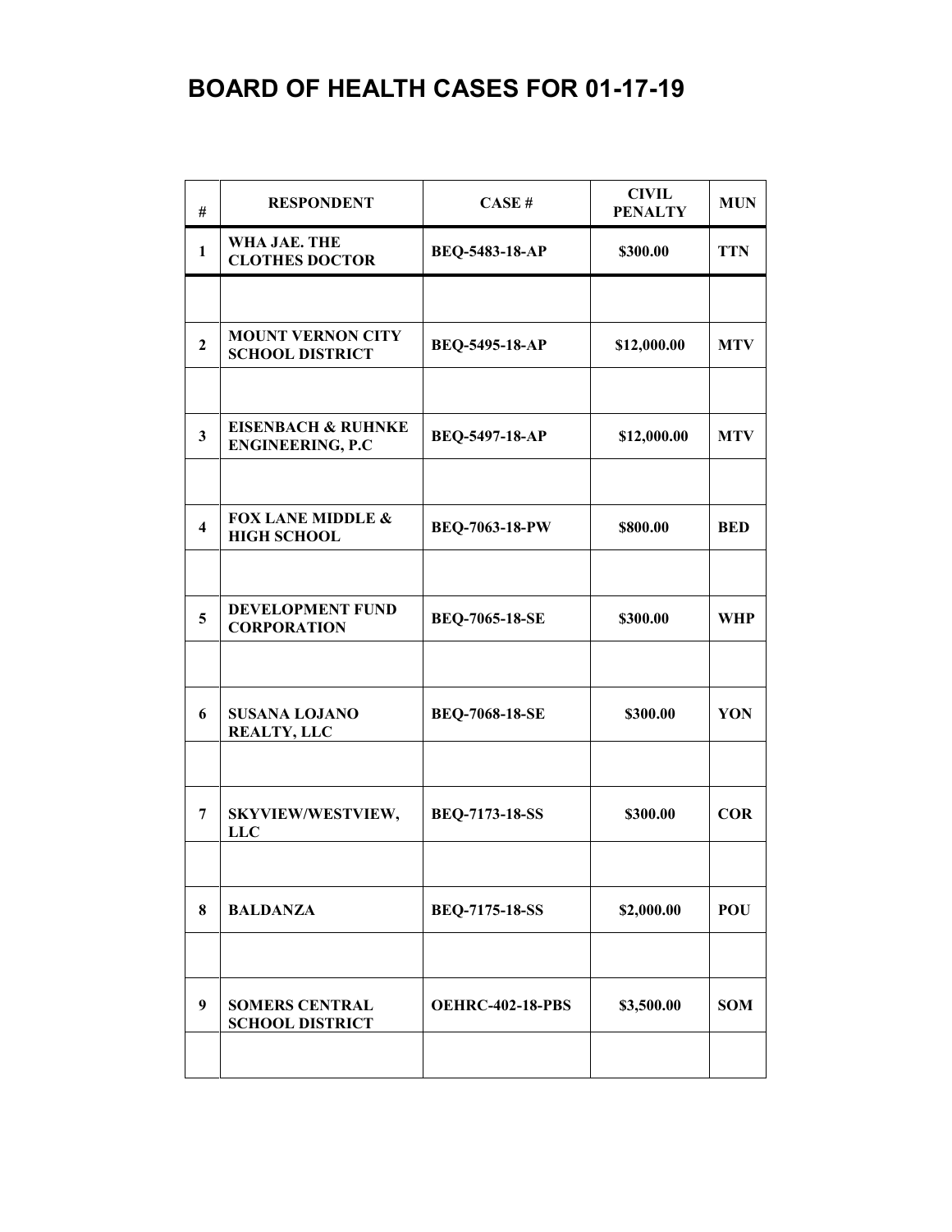# BOARD OF HEALTH CASES FOR 01-17-19

| # | RESPONDENT | CASE # | CIVIL PENALTY | MUN |
|---|---|---|---|---|
| 1 | WHA JAE. THE CLOTHES DOCTOR | BEQ-5483-18-AP | $300.00 | TTN |
| | | | | |
| 2 | MOUNT VERNON CITY SCHOOL DISTRICT | BEQ-5495-18-AP | $12,000.00 | MTV |
| | | | | |
| 3 | EISENBACH & RUHNKE ENGINEERING, P.C | BEQ-5497-18-AP | $12,000.00 | MTV |
| | | | | |
| 4 | FOX LANE MIDDLE & HIGH SCHOOL | BEQ-7063-18-PW | $800.00 | BED |
| | | | | |
| 5 | DEVELOPMENT FUND CORPORATION | BEQ-7065-18-SE | $300.00 | WHP |
| | | | | |
| 6 | SUSANA LOJANO REALTY, LLC | BEQ-7068-18-SE | $300.00 | YON |
| | | | | |
| 7 | SKYVIEW/WESTVIEW, LLC | BEQ-7173-18-SS | $300.00 | COR |
| | | | | |
| 8 | BALDANZA | BEQ-7175-18-SS | $2,000.00 | POU |
| | | | | |
| 9 | SOMERS CENTRAL SCHOOL DISTRICT | OEHRC-402-18-PBS | $3,500.00 | SOM |
| | | | | |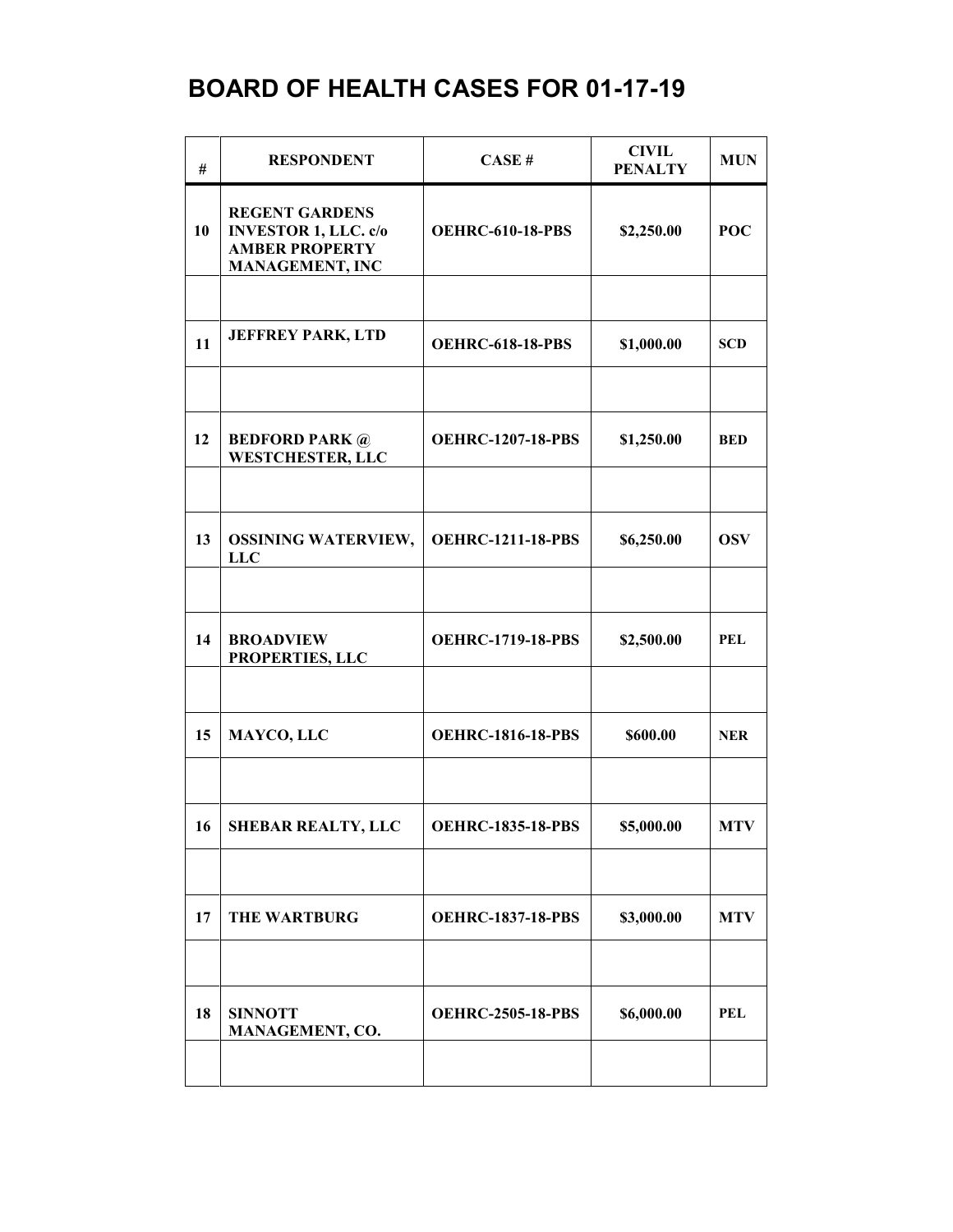# BOARD OF HEALTH CASES FOR 01-17-19

| # | RESPONDENT | CASE # | CIVIL PENALTY | MUN |
|---|---|---|---|---|
| 10 | **REGENT GARDENS INVESTOR 1, LLC. c/o AMBER PROPERTY MANAGEMENT, INC** | **OEHRC-610-18-PBS** | **$2,250.00** | **POC** |
| | | | | |
| 11 | **JEFFREY PARK, LTD** | **OEHRC-618-18-PBS** | **$1,000.00** | **SCD** |
| | | | | |
| 12 | **BEDFORD PARK @ WESTCHESTER, LLC** | **OEHRC-1207-18-PBS** | **$1,250.00** | **BED** |
| | | | | |
| 13 | **OSSINING WATERVIEW, LLC** | **OEHRC-1211-18-PBS** | **$6,250.00** | **OSV** |
| | | | | |
| 14 | **BROADVIEW PROPERTIES, LLC** | **OEHRC-1719-18-PBS** | **$2,500.00** | **PEL** |
| | | | | |
| 15 | **MAYCO, LLC** | **OEHRC-1816-18-PBS** | **$600.00** | **NER** |
| | | | | |
| 16 | **SHEBAR REALTY, LLC** | **OEHRC-1835-18-PBS** | **$5,000.00** | **MTV** |
| | | | | |
| 17 | **THE WARTBURG** | **OEHRC-1837-18-PBS** | **$3,000.00** | **MTV** |
| | | | | |
| 18 | **SINNOTT MANAGEMENT, CO.** | **OEHRC-2505-18-PBS** | **$6,000.00** | **PEL** |
| | | | | |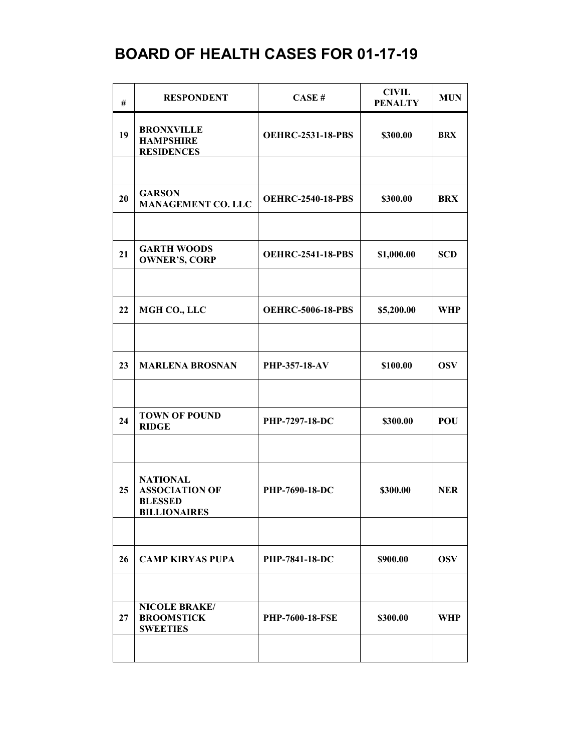# BOARD OF HEALTH CASES FOR 01-17-19

| # | RESPONDENT | CASE # | CIVIL PENALTY | MUN |
|---|---|---|---|---|
| 19 | **BRONXVILLE HAMPSHIRE RESIDENCES** | **OEHRC-2531-18-PBS** | **$300.00** | **BRX** |
| | | | | |
| 20 | **GARSON MANAGEMENT CO. LLC** | **OEHRC-2540-18-PBS** | **$300.00** | **BRX** |
| | | | | |
| 21 | **GARTH WOODS OWNER'S, CORP** | **OEHRC-2541-18-PBS** | **$1,000.00** | **SCD** |
| | | | | |
| 22 | **MGH CO., LLC** | **OEHRC-5006-18-PBS** | **$5,200.00** | **WHP** |
| | | | | |
| 23 | **MARLENA BROSNAN** | **PHP-357-18-AV** | **$100.00** | **OSV** |
| | | | | |
| 24 | **TOWN OF POUND RIDGE** | **PHP-7297-18-DC** | **$300.00** | **POU** |
| | | | | |
| 25 | **NATIONAL ASSOCIATION OF BLESSED BILLIONAIRES** | **PHP-7690-18-DC** | **$300.00** | **NER** |
| | | | | |
| 26 | **CAMP KIRYAS PUPA** | **PHP-7841-18-DC** | **$900.00** | **OSV** |
| | | | | |
| 27 | **NICOLE BRAKE/ BROOMSTICK SWEETIES** | **PHP-7600-18-FSE** | **$300.00** | **WHP** |
| | | | | |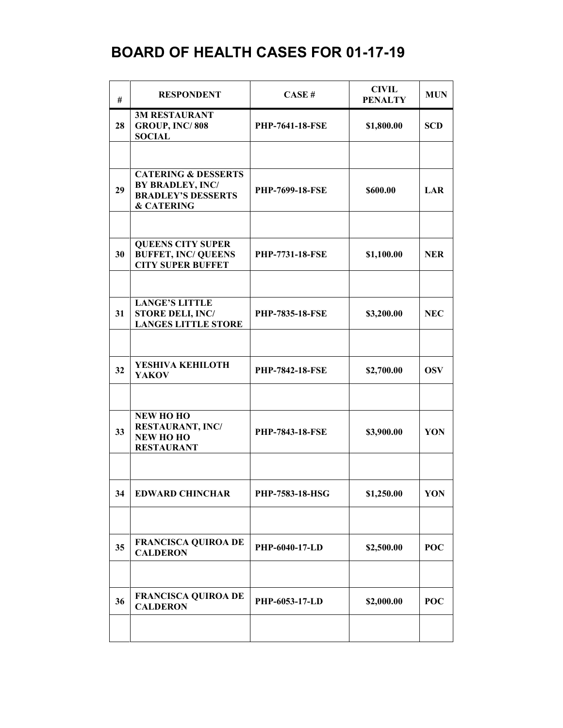# BOARD OF HEALTH CASES FOR 01-17-19

| # | RESPONDENT | CASE # | CIVIL PENALTY | MUN |
|---|---|---|---|---|
| 28 | 3M RESTAURANT GROUP, INC/ 808 SOCIAL | PHP-7641-18-FSE | $1,800.00 | SCD |
| | | | | |
| 29 | CATERING & DESSERTS BY BRADLEY, INC/ BRADLEY'S DESSERTS & CATERING | PHP-7699-18-FSE | $600.00 | LAR |
| | | | | |
| 30 | QUEENS CITY SUPER BUFFET, INC/ QUEENS CITY SUPER BUFFET | PHP-7731-18-FSE | $1,100.00 | NER |
| | | | | |
| 31 | LANGE'S LITTLE STORE DELI, INC/ LANGES LITTLE STORE | PHP-7835-18-FSE | $3,200.00 | NEC |
| | | | | |
| 32 | YESHIVA KEHILOTH YAKOV | PHP-7842-18-FSE | $2,700.00 | OSV |
| | | | | |
| 33 | NEW HO HO RESTAURANT, INC/ NEW HO HO RESTAURANT | PHP-7843-18-FSE | $3,900.00 | YON |
| | | | | |
| 34 | EDWARD CHINCHAR | PHP-7583-18-HSG | $1,250.00 | YON |
| | | | | |
| 35 | FRANCISCA QUIROA DE CALDERON | PHP-6040-17-LD | $2,500.00 | POC |
| | | | | |
| 36 | FRANCISCA QUIROA DE CALDERON | PHP-6053-17-LD | $2,000.00 | POC |
| | | | | |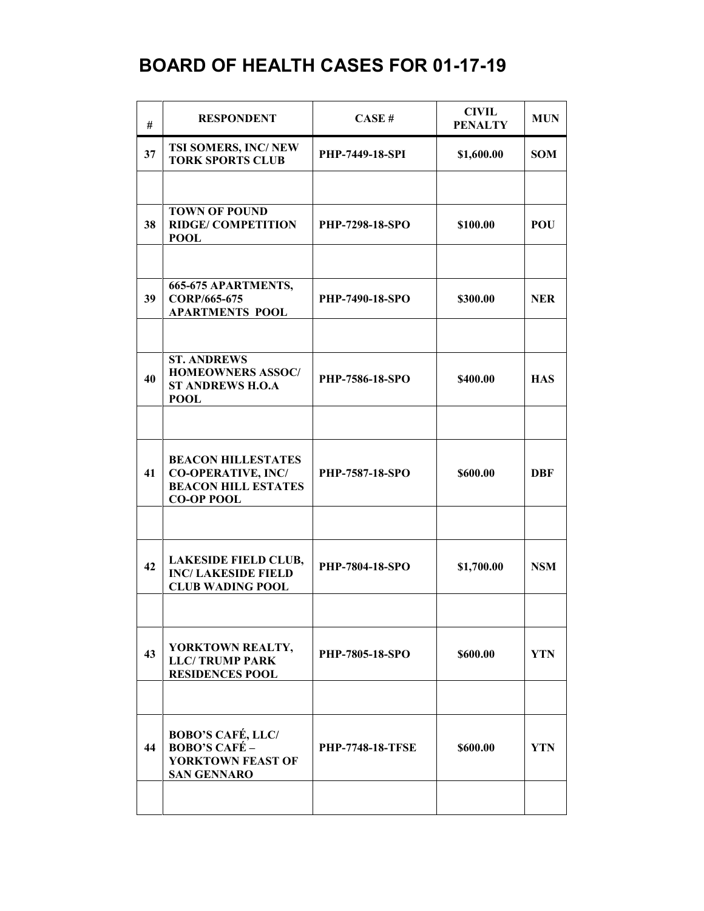# BOARD OF HEALTH CASES FOR 01-17-19

| # | RESPONDENT | CASE # | CIVIL PENALTY | MUN |
|---|---|---|---|---|
| 37 | TSI SOMERS, INC/ NEW TORK SPORTS CLUB | PHP-7449-18-SPI | $1,600.00 | SOM |
| | | | | |
| 38 | TOWN OF POUND RIDGE/ COMPETITION POOL | PHP-7298-18-SPO | $100.00 | POU |
| | | | | |
| 39 | 665-675 APARTMENTS, CORP/665-675 APARTMENTS POOL | PHP-7490-18-SPO | $300.00 | NER |
| | | | | |
| 40 | ST. ANDREWS HOMEOWNERS ASSOC/ ST ANDREWS H.O.A POOL | PHP-7586-18-SPO | $400.00 | HAS |
| | | | | |
| 41 | BEACON HILLESTATES CO-OPERATIVE, INC/ BEACON HILL ESTATES CO-OP POOL | PHP-7587-18-SPO | $600.00 | DBF |
| | | | | |
| 42 | LAKESIDE FIELD CLUB, INC/ LAKESIDE FIELD CLUB WADING POOL | PHP-7804-18-SPO | $1,700.00 | NSM |
| | | | | |
| 43 | YORKTOWN REALTY, LLC/ TRUMP PARK RESIDENCES POOL | PHP-7805-18-SPO | $600.00 | YTN |
| | | | | |
| 44 | BOBO'S CAFÉ, LLC/ BOBO'S CAFÉ – YORKTOWN FEAST OF SAN GENNARO | PHP-7748-18-TFSE | $600.00 | YTN |
| | | | | |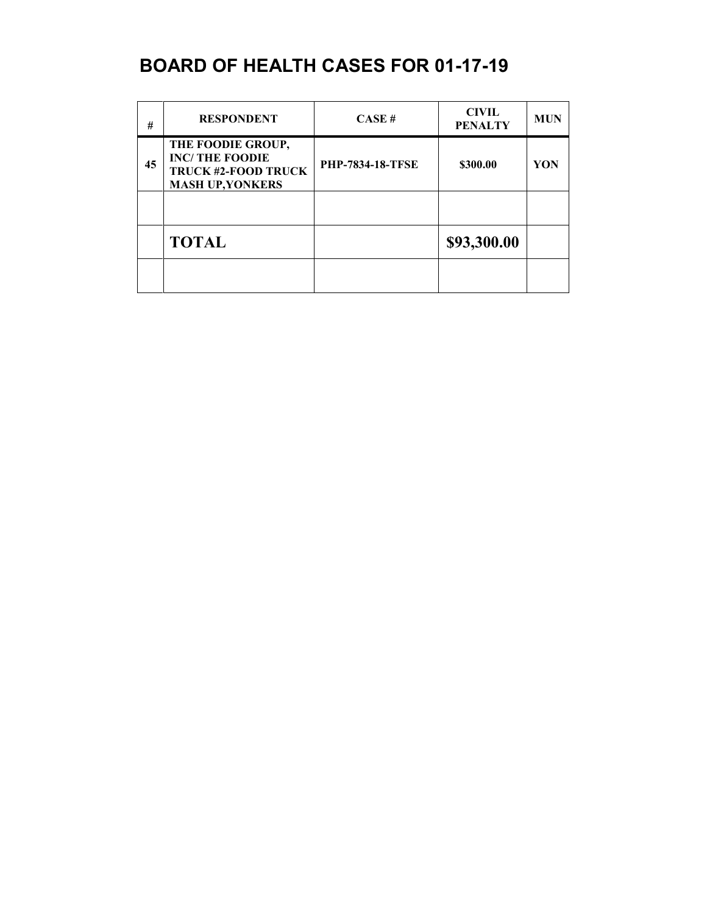# BOARD OF HEALTH CASES FOR 01-17-19

| # | RESPONDENT | CASE # | CIVIL PENALTY | MUN |
|---|---|---|---|---|
| 45 | THE FOODIE GROUP, INC/ THE FOODIE TRUCK #2-FOOD TRUCK MASH UP,YONKERS | PHP-7834-18-TFSE | $300.00 | YON |
| | | | | |
| | **TOTAL** | | **$93,300.00** | |
| | | | | |